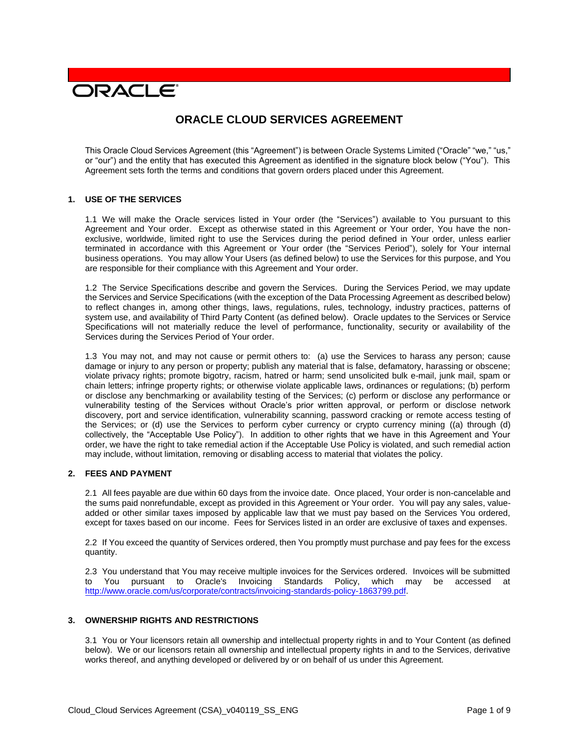ORACLE

# ORACLE CLOUD SERVICES AGREEMENT

This Oracle Cloud Services Agreement (this "Agreement") is between Oracle Systems Limited ("Oracle" "we," "us," or "our") and the entity that has executed this Agreement as identified in the signature block below ("You"). This Agreement sets forth the terms and conditions that govern orders placed under this Agreement.

## 1. USE OF THE SERVICES

1.1 We will make the Oracle services listed in Your order (the "Services") available to You pursuant to this Agreement and Your order. Except as otherwise stated in this Agreement or Your order, You have the non-exclusive, worldwide, limited right to use the Services during the period defined in Your order, unless earlier terminated in accordance with this Agreement or Your order (the "Services Period"), solely for Your internal business operations. You may allow Your Users (as defined below) to use the Services for this purpose, and You are responsible for their compliance with this Agreement and Your order.

1.2 The Service Specifications describe and govern the Services. During the Services Period, we may update the Services and Service Specifications (with the exception of the Data Processing Agreement as described below) to reflect changes in, among other things, laws, regulations, rules, technology, industry practices, patterns of system use, and availability of Third Party Content (as defined below). Oracle updates to the Services or Service Specifications will not materially reduce the level of performance, functionality, security or availability of the Services during the Services Period of Your order.

1.3 You may not, and may not cause or permit others to: (a) use the Services to harass any person; cause damage or injury to any person or property; publish any material that is false, defamatory, harassing or obscene; violate privacy rights; promote bigotry, racism, hatred or harm; send unsolicited bulk e-mail, junk mail, spam or chain letters; infringe property rights; or otherwise violate applicable laws, ordinances or regulations; (b) perform or disclose any benchmarking or availability testing of the Services; (c) perform or disclose any performance or vulnerability testing of the Services without Oracle's prior written approval, or perform or disclose network discovery, port and service identification, vulnerability scanning, password cracking or remote access testing of the Services; or (d) use the Services to perform cyber currency or crypto currency mining ((a) through (d) collectively, the "Acceptable Use Policy"). In addition to other rights that we have in this Agreement and Your order, we have the right to take remedial action if the Acceptable Use Policy is violated, and such remedial action may include, without limitation, removing or disabling access to material that violates the policy.

## 2. FEES AND PAYMENT

2.1 All fees payable are due within 60 days from the invoice date. Once placed, Your order is non-cancelable and the sums paid nonrefundable, except as provided in this Agreement or Your order. You will pay any sales, value-added or other similar taxes imposed by applicable law that we must pay based on the Services You ordered, except for taxes based on our income. Fees for Services listed in an order are exclusive of taxes and expenses.

2.2 If You exceed the quantity of Services ordered, then You promptly must purchase and pay fees for the excess quantity.

2.3 You understand that You may receive multiple invoices for the Services ordered. Invoices will be submitted to You pursuant to Oracle's Invoicing Standards Policy, which may be accessed at http://www.oracle.com/us/corporate/contracts/invoicing-standards-policy-1863799.pdf.

## 3. OWNERSHIP RIGHTS AND RESTRICTIONS

3.1 You or Your licensors retain all ownership and intellectual property rights in and to Your Content (as defined below). We or our licensors retain all ownership and intellectual property rights in and to the Services, derivative works thereof, and anything developed or delivered by or on behalf of us under this Agreement.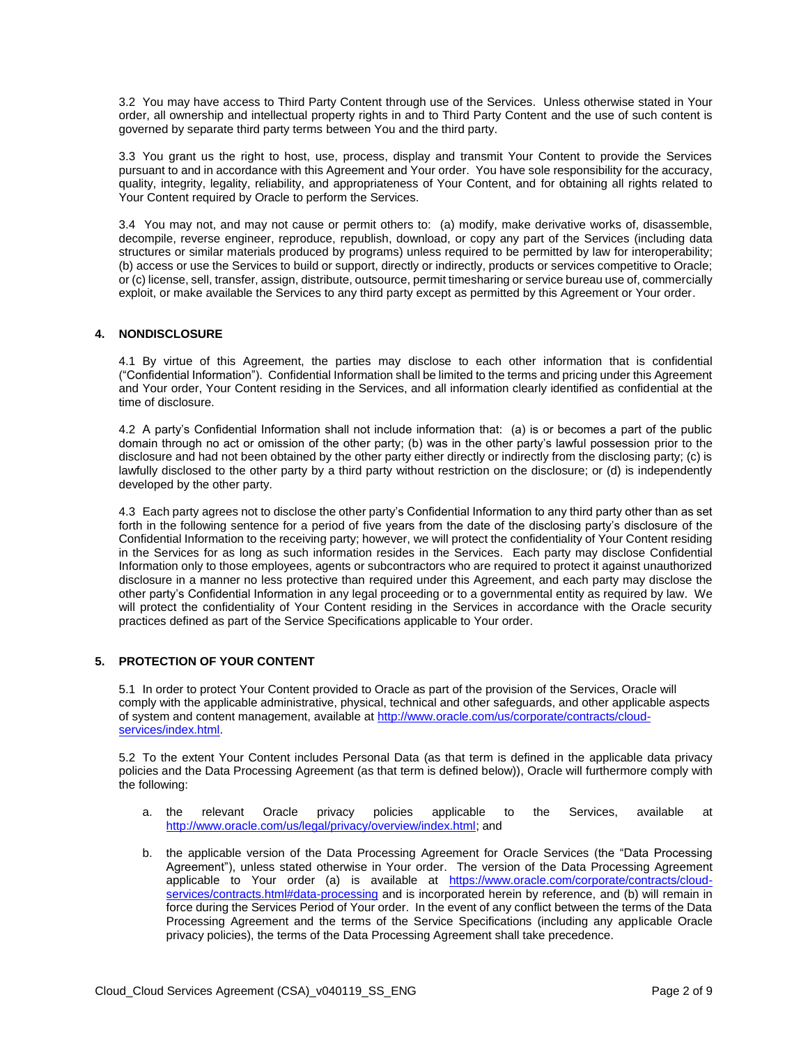3.2 You may have access to Third Party Content through use of the Services. Unless otherwise stated in Your order, all ownership and intellectual property rights in and to Third Party Content and the use of such content is governed by separate third party terms between You and the third party.

3.3 You grant us the right to host, use, process, display and transmit Your Content to provide the Services pursuant to and in accordance with this Agreement and Your order. You have sole responsibility for the accuracy, quality, integrity, legality, reliability, and appropriateness of Your Content, and for obtaining all rights related to Your Content required by Oracle to perform the Services.

3.4 You may not, and may not cause or permit others to: (a) modify, make derivative works of, disassemble, decompile, reverse engineer, reproduce, republish, download, or copy any part of the Services (including data structures or similar materials produced by programs) unless required to be permitted by law for interoperability; (b) access or use the Services to build or support, directly or indirectly, products or services competitive to Oracle; or (c) license, sell, transfer, assign, distribute, outsource, permit timesharing or service bureau use of, commercially exploit, or make available the Services to any third party except as permitted by this Agreement or Your order.

## 4. NONDISCLOSURE

4.1 By virtue of this Agreement, the parties may disclose to each other information that is confidential ("Confidential Information"). Confidential Information shall be limited to the terms and pricing under this Agreement and Your order, Your Content residing in the Services, and all information clearly identified as confidential at the time of disclosure.

4.2 A party's Confidential Information shall not include information that: (a) is or becomes a part of the public domain through no act or omission of the other party; (b) was in the other party's lawful possession prior to the disclosure and had not been obtained by the other party either directly or indirectly from the disclosing party; (c) is lawfully disclosed to the other party by a third party without restriction on the disclosure; or (d) is independently developed by the other party.

4.3 Each party agrees not to disclose the other party's Confidential Information to any third party other than as set forth in the following sentence for a period of five years from the date of the disclosing party's disclosure of the Confidential Information to the receiving party; however, we will protect the confidentiality of Your Content residing in the Services for as long as such information resides in the Services. Each party may disclose Confidential Information only to those employees, agents or subcontractors who are required to protect it against unauthorized disclosure in a manner no less protective than required under this Agreement, and each party may disclose the other party's Confidential Information in any legal proceeding or to a governmental entity as required by law. We will protect the confidentiality of Your Content residing in the Services in accordance with the Oracle security practices defined as part of the Service Specifications applicable to Your order.

## 5. PROTECTION OF YOUR CONTENT

5.1 In order to protect Your Content provided to Oracle as part of the provision of the Services, Oracle will comply with the applicable administrative, physical, technical and other safeguards, and other applicable aspects of system and content management, available at [http://www.oracle.com/us/corporate/contracts/cloud-services/index.html](http://www.oracle.com/us/corporate/contracts/cloud-services/index.html).

5.2 To the extent Your Content includes Personal Data (as that term is defined in the applicable data privacy policies and the Data Processing Agreement (as that term is defined below)), Oracle will furthermore comply with the following:

a. the relevant Oracle privacy policies applicable to the Services, available at [http://www.oracle.com/us/legal/privacy/overview/index.html](http://www.oracle.com/us/legal/privacy/overview/index.html); and

b. the applicable version of the Data Processing Agreement for Oracle Services (the "Data Processing Agreement"), unless stated otherwise in Your order. The version of the Data Processing Agreement applicable to Your order (a) is available at [https://www.oracle.com/corporate/contracts/cloud-services/contracts.html#data-processing](https://www.oracle.com/corporate/contracts/cloud-services/contracts.html#data-processing) and is incorporated herein by reference, and (b) will remain in force during the Services Period of Your order. In the event of any conflict between the terms of the Data Processing Agreement and the terms of the Service Specifications (including any applicable Oracle privacy policies), the terms of the Data Processing Agreement shall take precedence.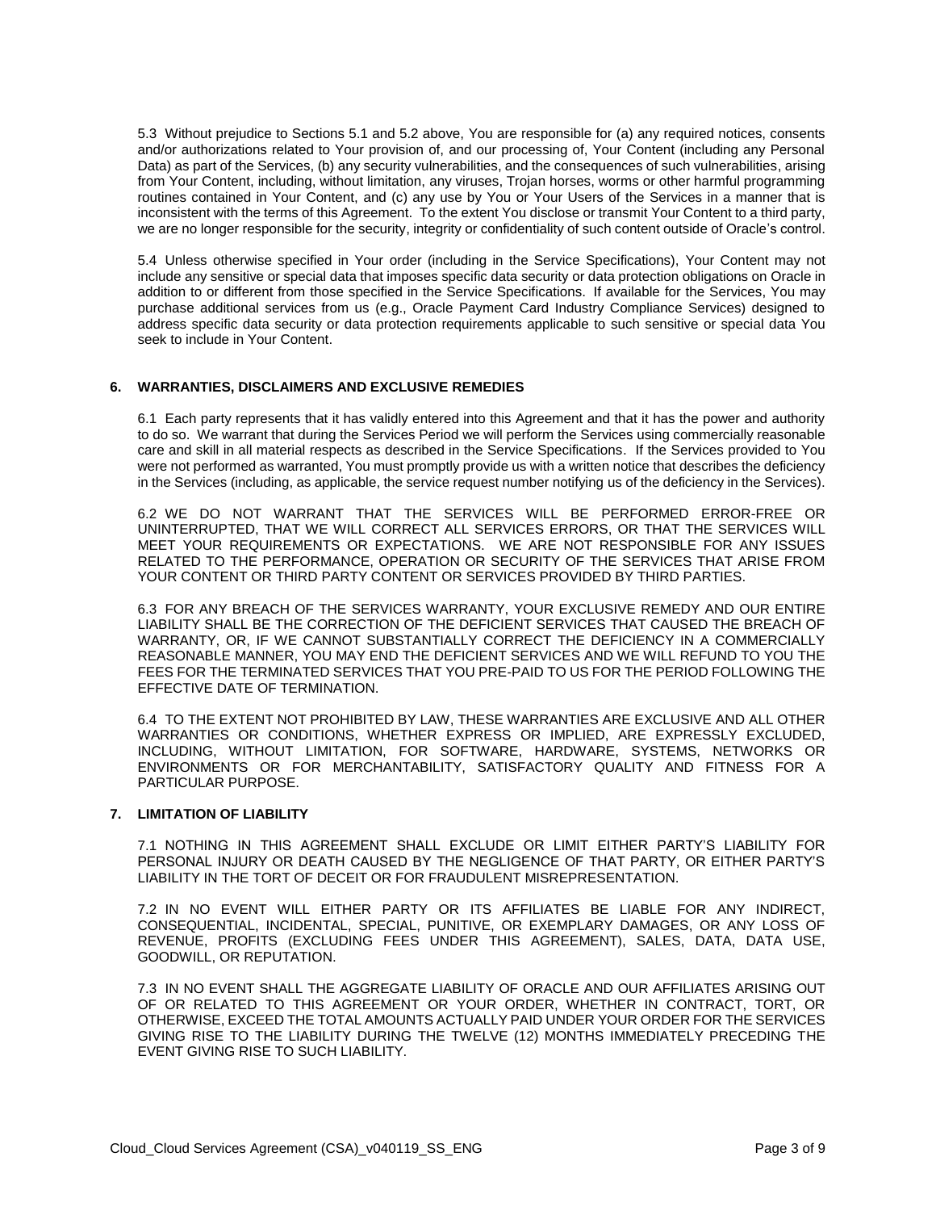5.3 Without prejudice to Sections 5.1 and 5.2 above, You are responsible for (a) any required notices, consents and/or authorizations related to Your provision of, and our processing of, Your Content (including any Personal Data) as part of the Services, (b) any security vulnerabilities, and the consequences of such vulnerabilities, arising from Your Content, including, without limitation, any viruses, Trojan horses, worms or other harmful programming routines contained in Your Content, and (c) any use by You or Your Users of the Services in a manner that is inconsistent with the terms of this Agreement. To the extent You disclose or transmit Your Content to a third party, we are no longer responsible for the security, integrity or confidentiality of such content outside of Oracle's control.

5.4 Unless otherwise specified in Your order (including in the Service Specifications), Your Content may not include any sensitive or special data that imposes specific data security or data protection obligations on Oracle in addition to or different from those specified in the Service Specifications. If available for the Services, You may purchase additional services from us (e.g., Oracle Payment Card Industry Compliance Services) designed to address specific data security or data protection requirements applicable to such sensitive or special data You seek to include in Your Content.

## 6. WARRANTIES, DISCLAIMERS AND EXCLUSIVE REMEDIES

6.1 Each party represents that it has validly entered into this Agreement and that it has the power and authority to do so. We warrant that during the Services Period we will perform the Services using commercially reasonable care and skill in all material respects as described in the Service Specifications. If the Services provided to You were not performed as warranted, You must promptly provide us with a written notice that describes the deficiency in the Services (including, as applicable, the service request number notifying us of the deficiency in the Services).

6.2 WE DO NOT WARRANT THAT THE SERVICES WILL BE PERFORMED ERROR-FREE OR UNINTERRUPTED, THAT WE WILL CORRECT ALL SERVICES ERRORS, OR THAT THE SERVICES WILL MEET YOUR REQUIREMENTS OR EXPECTATIONS. WE ARE NOT RESPONSIBLE FOR ANY ISSUES RELATED TO THE PERFORMANCE, OPERATION OR SECURITY OF THE SERVICES THAT ARISE FROM YOUR CONTENT OR THIRD PARTY CONTENT OR SERVICES PROVIDED BY THIRD PARTIES.

6.3 FOR ANY BREACH OF THE SERVICES WARRANTY, YOUR EXCLUSIVE REMEDY AND OUR ENTIRE LIABILITY SHALL BE THE CORRECTION OF THE DEFICIENT SERVICES THAT CAUSED THE BREACH OF WARRANTY, OR, IF WE CANNOT SUBSTANTIALLY CORRECT THE DEFICIENCY IN A COMMERCIALLY REASONABLE MANNER, YOU MAY END THE DEFICIENT SERVICES AND WE WILL REFUND TO YOU THE FEES FOR THE TERMINATED SERVICES THAT YOU PRE-PAID TO US FOR THE PERIOD FOLLOWING THE EFFECTIVE DATE OF TERMINATION.

6.4 TO THE EXTENT NOT PROHIBITED BY LAW, THESE WARRANTIES ARE EXCLUSIVE AND ALL OTHER WARRANTIES OR CONDITIONS, WHETHER EXPRESS OR IMPLIED, ARE EXPRESSLY EXCLUDED, INCLUDING, WITHOUT LIMITATION, FOR SOFTWARE, HARDWARE, SYSTEMS, NETWORKS OR ENVIRONMENTS OR FOR MERCHANTABILITY, SATISFACTORY QUALITY AND FITNESS FOR A PARTICULAR PURPOSE.

## 7. LIMITATION OF LIABILITY

7.1 NOTHING IN THIS AGREEMENT SHALL EXCLUDE OR LIMIT EITHER PARTY'S LIABILITY FOR PERSONAL INJURY OR DEATH CAUSED BY THE NEGLIGENCE OF THAT PARTY, OR EITHER PARTY'S LIABILITY IN THE TORT OF DECEIT OR FOR FRAUDULENT MISREPRESENTATION.

7.2 IN NO EVENT WILL EITHER PARTY OR ITS AFFILIATES BE LIABLE FOR ANY INDIRECT, CONSEQUENTIAL, INCIDENTAL, SPECIAL, PUNITIVE, OR EXEMPLARY DAMAGES, OR ANY LOSS OF REVENUE, PROFITS (EXCLUDING FEES UNDER THIS AGREEMENT), SALES, DATA, DATA USE, GOODWILL, OR REPUTATION.

7.3 IN NO EVENT SHALL THE AGGREGATE LIABILITY OF ORACLE AND OUR AFFILIATES ARISING OUT OF OR RELATED TO THIS AGREEMENT OR YOUR ORDER, WHETHER IN CONTRACT, TORT, OR OTHERWISE, EXCEED THE TOTAL AMOUNTS ACTUALLY PAID UNDER YOUR ORDER FOR THE SERVICES GIVING RISE TO THE LIABILITY DURING THE TWELVE (12) MONTHS IMMEDIATELY PRECEDING THE EVENT GIVING RISE TO SUCH LIABILITY.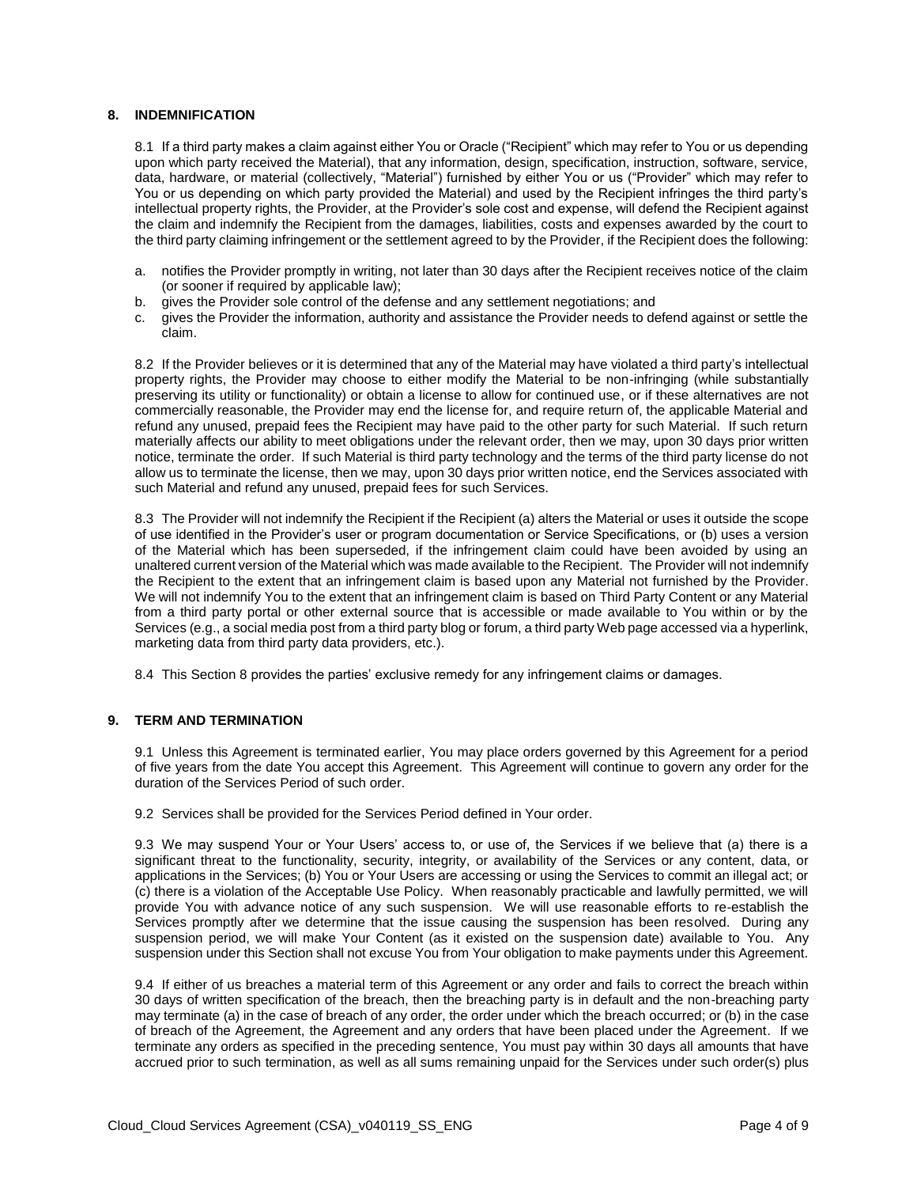## 8. INDEMNIFICATION

8.1 If a third party makes a claim against either You or Oracle ("Recipient" which may refer to You or us depending upon which party received the Material), that any information, design, specification, instruction, software, service, data, hardware, or material (collectively, "Material") furnished by either You or us ("Provider" which may refer to You or us depending on which party provided the Material) and used by the Recipient infringes the third party's intellectual property rights, the Provider, at the Provider's sole cost and expense, will defend the Recipient against the claim and indemnify the Recipient from the damages, liabilities, costs and expenses awarded by the court to the third party claiming infringement or the settlement agreed to by the Provider, if the Recipient does the following:

a. notifies the Provider promptly in writing, not later than 30 days after the Recipient receives notice of the claim (or sooner if required by applicable law);
b. gives the Provider sole control of the defense and any settlement negotiations; and
c. gives the Provider the information, authority and assistance the Provider needs to defend against or settle the claim.

8.2 If the Provider believes or it is determined that any of the Material may have violated a third party's intellectual property rights, the Provider may choose to either modify the Material to be non-infringing (while substantially preserving its utility or functionality) or obtain a license to allow for continued use, or if these alternatives are not commercially reasonable, the Provider may end the license for, and require return of, the applicable Material and refund any unused, prepaid fees the Recipient may have paid to the other party for such Material. If such return materially affects our ability to meet obligations under the relevant order, then we may, upon 30 days prior written notice, terminate the order. If such Material is third party technology and the terms of the third party license do not allow us to terminate the license, then we may, upon 30 days prior written notice, end the Services associated with such Material and refund any unused, prepaid fees for such Services.

8.3 The Provider will not indemnify the Recipient if the Recipient (a) alters the Material or uses it outside the scope of use identified in the Provider's user or program documentation or Service Specifications, or (b) uses a version of the Material which has been superseded, if the infringement claim could have been avoided by using an unaltered current version of the Material which was made available to the Recipient. The Provider will not indemnify the Recipient to the extent that an infringement claim is based upon any Material not furnished by the Provider. We will not indemnify You to the extent that an infringement claim is based on Third Party Content or any Material from a third party portal or other external source that is accessible or made available to You within or by the Services (e.g., a social media post from a third party blog or forum, a third party Web page accessed via a hyperlink, marketing data from third party data providers, etc.).

8.4 This Section 8 provides the parties' exclusive remedy for any infringement claims or damages.

## 9. TERM AND TERMINATION

9.1 Unless this Agreement is terminated earlier, You may place orders governed by this Agreement for a period of five years from the date You accept this Agreement. This Agreement will continue to govern any order for the duration of the Services Period of such order.

9.2 Services shall be provided for the Services Period defined in Your order.

9.3 We may suspend Your or Your Users' access to, or use of, the Services if we believe that (a) there is a significant threat to the functionality, security, integrity, or availability of the Services or any content, data, or applications in the Services; (b) You or Your Users are accessing or using the Services to commit an illegal act; or (c) there is a violation of the Acceptable Use Policy. When reasonably practicable and lawfully permitted, we will provide You with advance notice of any such suspension. We will use reasonable efforts to re-establish the Services promptly after we determine that the issue causing the suspension has been resolved. During any suspension period, we will make Your Content (as it existed on the suspension date) available to You. Any suspension under this Section shall not excuse You from Your obligation to make payments under this Agreement.

9.4 If either of us breaches a material term of this Agreement or any order and fails to correct the breach within 30 days of written specification of the breach, then the breaching party is in default and the non-breaching party may terminate (a) in the case of breach of any order, the order under which the breach occurred; or (b) in the case of breach of the Agreement, the Agreement and any orders that have been placed under the Agreement. If we terminate any orders as specified in the preceding sentence, You must pay within 30 days all amounts that have accrued prior to such termination, as well as all sums remaining unpaid for the Services under such order(s) plus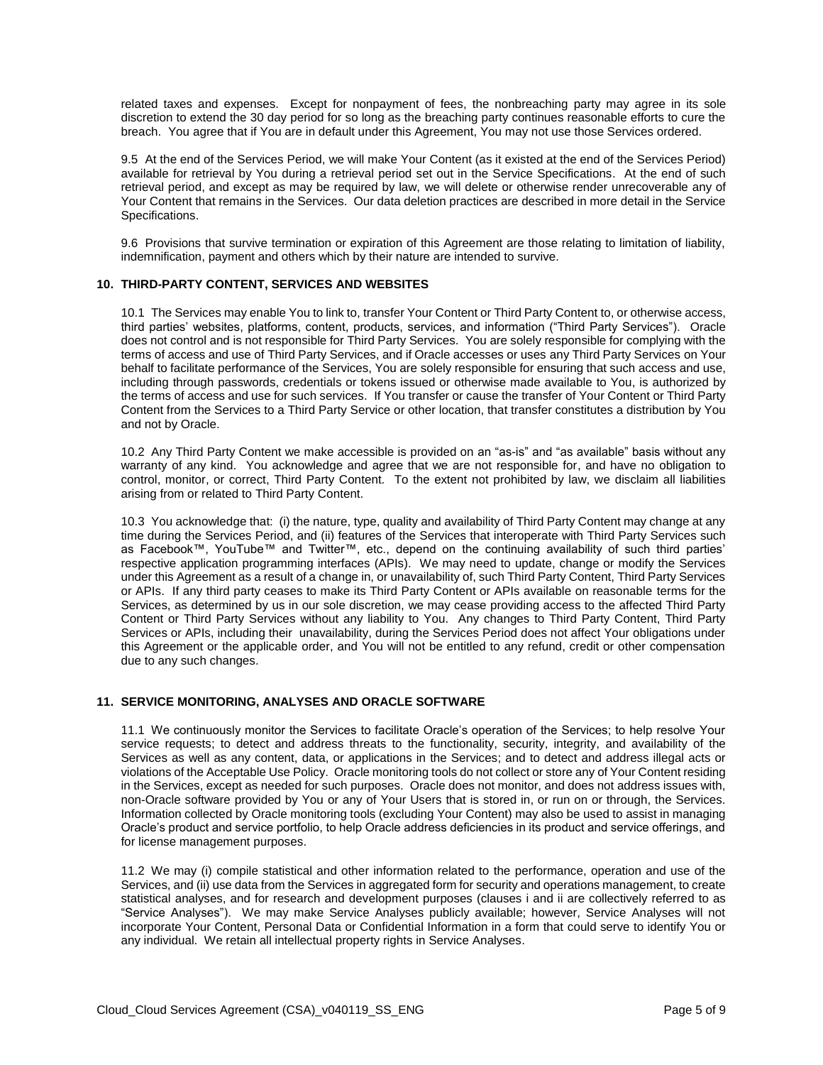related taxes and expenses. Except for nonpayment of fees, the nonbreaching party may agree in its sole discretion to extend the 30 day period for so long as the breaching party continues reasonable efforts to cure the breach. You agree that if You are in default under this Agreement, You may not use those Services ordered.

9.5 At the end of the Services Period, we will make Your Content (as it existed at the end of the Services Period) available for retrieval by You during a retrieval period set out in the Service Specifications. At the end of such retrieval period, and except as may be required by law, we will delete or otherwise render unrecoverable any of Your Content that remains in the Services. Our data deletion practices are described in more detail in the Service Specifications.

9.6 Provisions that survive termination or expiration of this Agreement are those relating to limitation of liability, indemnification, payment and others which by their nature are intended to survive.

## 10. THIRD-PARTY CONTENT, SERVICES AND WEBSITES

10.1 The Services may enable You to link to, transfer Your Content or Third Party Content to, or otherwise access, third parties' websites, platforms, content, products, services, and information ("Third Party Services"). Oracle does not control and is not responsible for Third Party Services. You are solely responsible for complying with the terms of access and use of Third Party Services, and if Oracle accesses or uses any Third Party Services on Your behalf to facilitate performance of the Services, You are solely responsible for ensuring that such access and use, including through passwords, credentials or tokens issued or otherwise made available to You, is authorized by the terms of access and use for such services. If You transfer or cause the transfer of Your Content or Third Party Content from the Services to a Third Party Service or other location, that transfer constitutes a distribution by You and not by Oracle.

10.2 Any Third Party Content we make accessible is provided on an "as-is" and "as available" basis without any warranty of any kind. You acknowledge and agree that we are not responsible for, and have no obligation to control, monitor, or correct, Third Party Content. To the extent not prohibited by law, we disclaim all liabilities arising from or related to Third Party Content.

10.3 You acknowledge that: (i) the nature, type, quality and availability of Third Party Content may change at any time during the Services Period, and (ii) features of the Services that interoperate with Third Party Services such as Facebook™, YouTube™ and Twitter™, etc., depend on the continuing availability of such third parties' respective application programming interfaces (APIs). We may need to update, change or modify the Services under this Agreement as a result of a change in, or unavailability of, such Third Party Content, Third Party Services or APIs. If any third party ceases to make its Third Party Content or APIs available on reasonable terms for the Services, as determined by us in our sole discretion, we may cease providing access to the affected Third Party Content or Third Party Services without any liability to You. Any changes to Third Party Content, Third Party Services or APIs, including their unavailability, during the Services Period does not affect Your obligations under this Agreement or the applicable order, and You will not be entitled to any refund, credit or other compensation due to any such changes.

## 11. SERVICE MONITORING, ANALYSES AND ORACLE SOFTWARE

11.1 We continuously monitor the Services to facilitate Oracle's operation of the Services; to help resolve Your service requests; to detect and address threats to the functionality, security, integrity, and availability of the Services as well as any content, data, or applications in the Services; and to detect and address illegal acts or violations of the Acceptable Use Policy. Oracle monitoring tools do not collect or store any of Your Content residing in the Services, except as needed for such purposes. Oracle does not monitor, and does not address issues with, non-Oracle software provided by You or any of Your Users that is stored in, or run on or through, the Services. Information collected by Oracle monitoring tools (excluding Your Content) may also be used to assist in managing Oracle's product and service portfolio, to help Oracle address deficiencies in its product and service offerings, and for license management purposes.

11.2 We may (i) compile statistical and other information related to the performance, operation and use of the Services, and (ii) use data from the Services in aggregated form for security and operations management, to create statistical analyses, and for research and development purposes (clauses i and ii are collectively referred to as "Service Analyses"). We may make Service Analyses publicly available; however, Service Analyses will not incorporate Your Content, Personal Data or Confidential Information in a form that could serve to identify You or any individual. We retain all intellectual property rights in Service Analyses.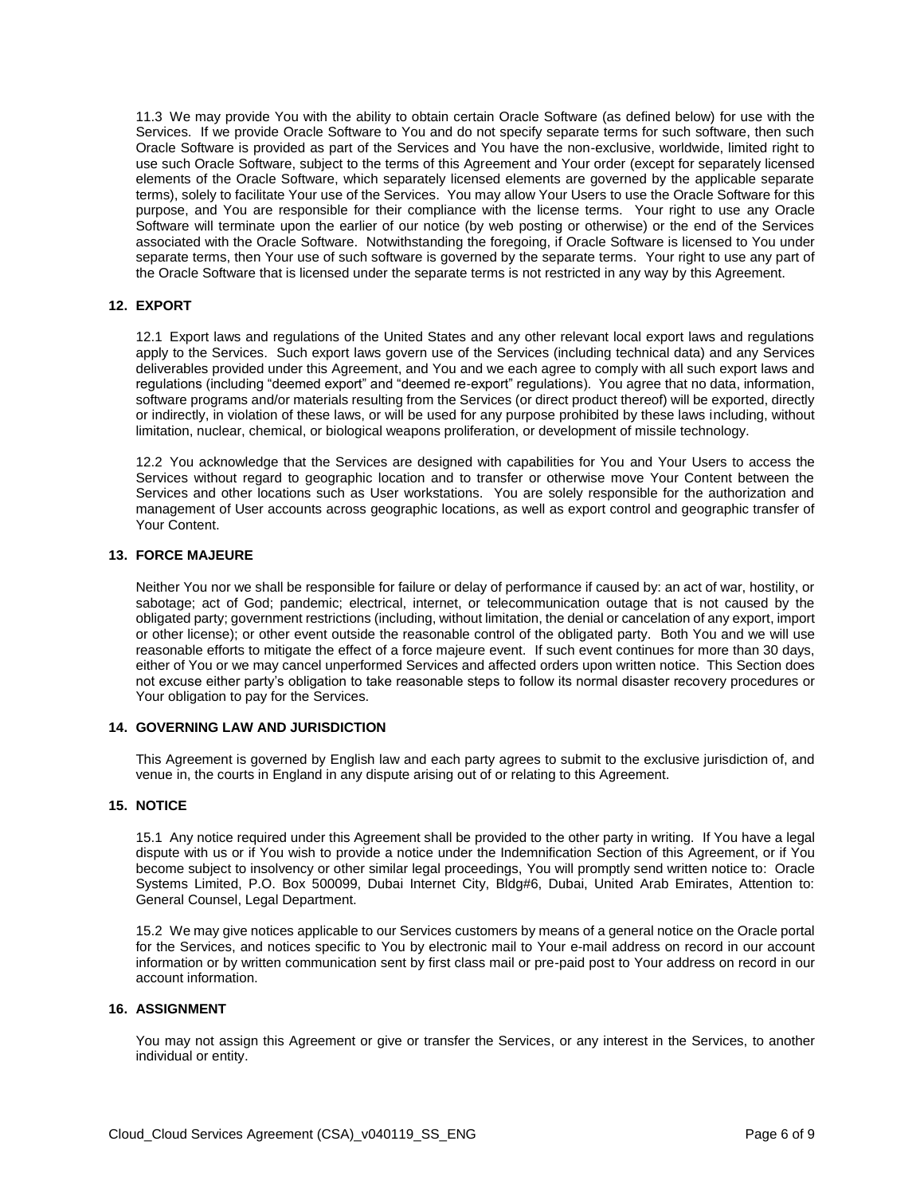11.3 We may provide You with the ability to obtain certain Oracle Software (as defined below) for use with the Services. If we provide Oracle Software to You and do not specify separate terms for such software, then such Oracle Software is provided as part of the Services and You have the non-exclusive, worldwide, limited right to use such Oracle Software, subject to the terms of this Agreement and Your order (except for separately licensed elements of the Oracle Software, which separately licensed elements are governed by the applicable separate terms), solely to facilitate Your use of the Services. You may allow Your Users to use the Oracle Software for this purpose, and You are responsible for their compliance with the license terms. Your right to use any Oracle Software will terminate upon the earlier of our notice (by web posting or otherwise) or the end of the Services associated with the Oracle Software. Notwithstanding the foregoing, if Oracle Software is licensed to You under separate terms, then Your use of such software is governed by the separate terms. Your right to use any part of the Oracle Software that is licensed under the separate terms is not restricted in any way by this Agreement.

## 12. EXPORT

12.1 Export laws and regulations of the United States and any other relevant local export laws and regulations apply to the Services. Such export laws govern use of the Services (including technical data) and any Services deliverables provided under this Agreement, and You and we each agree to comply with all such export laws and regulations (including "deemed export" and "deemed re-export" regulations). You agree that no data, information, software programs and/or materials resulting from the Services (or direct product thereof) will be exported, directly or indirectly, in violation of these laws, or will be used for any purpose prohibited by these laws including, without limitation, nuclear, chemical, or biological weapons proliferation, or development of missile technology.

12.2 You acknowledge that the Services are designed with capabilities for You and Your Users to access the Services without regard to geographic location and to transfer or otherwise move Your Content between the Services and other locations such as User workstations. You are solely responsible for the authorization and management of User accounts across geographic locations, as well as export control and geographic transfer of Your Content.

## 13. FORCE MAJEURE

Neither You nor we shall be responsible for failure or delay of performance if caused by: an act of war, hostility, or sabotage; act of God; pandemic; electrical, internet, or telecommunication outage that is not caused by the obligated party; government restrictions (including, without limitation, the denial or cancelation of any export, import or other license); or other event outside the reasonable control of the obligated party. Both You and we will use reasonable efforts to mitigate the effect of a force majeure event. If such event continues for more than 30 days, either of You or we may cancel unperformed Services and affected orders upon written notice. This Section does not excuse either party's obligation to take reasonable steps to follow its normal disaster recovery procedures or Your obligation to pay for the Services.

## 14. GOVERNING LAW AND JURISDICTION

This Agreement is governed by English law and each party agrees to submit to the exclusive jurisdiction of, and venue in, the courts in England in any dispute arising out of or relating to this Agreement.

## 15. NOTICE

15.1 Any notice required under this Agreement shall be provided to the other party in writing. If You have a legal dispute with us or if You wish to provide a notice under the Indemnification Section of this Agreement, or if You become subject to insolvency or other similar legal proceedings, You will promptly send written notice to: Oracle Systems Limited, P.O. Box 500099, Dubai Internet City, Bldg#6, Dubai, United Arab Emirates, Attention to: General Counsel, Legal Department.

15.2 We may give notices applicable to our Services customers by means of a general notice on the Oracle portal for the Services, and notices specific to You by electronic mail to Your e-mail address on record in our account information or by written communication sent by first class mail or pre-paid post to Your address on record in our account information.

## 16. ASSIGNMENT

You may not assign this Agreement or give or transfer the Services, or any interest in the Services, to another individual or entity.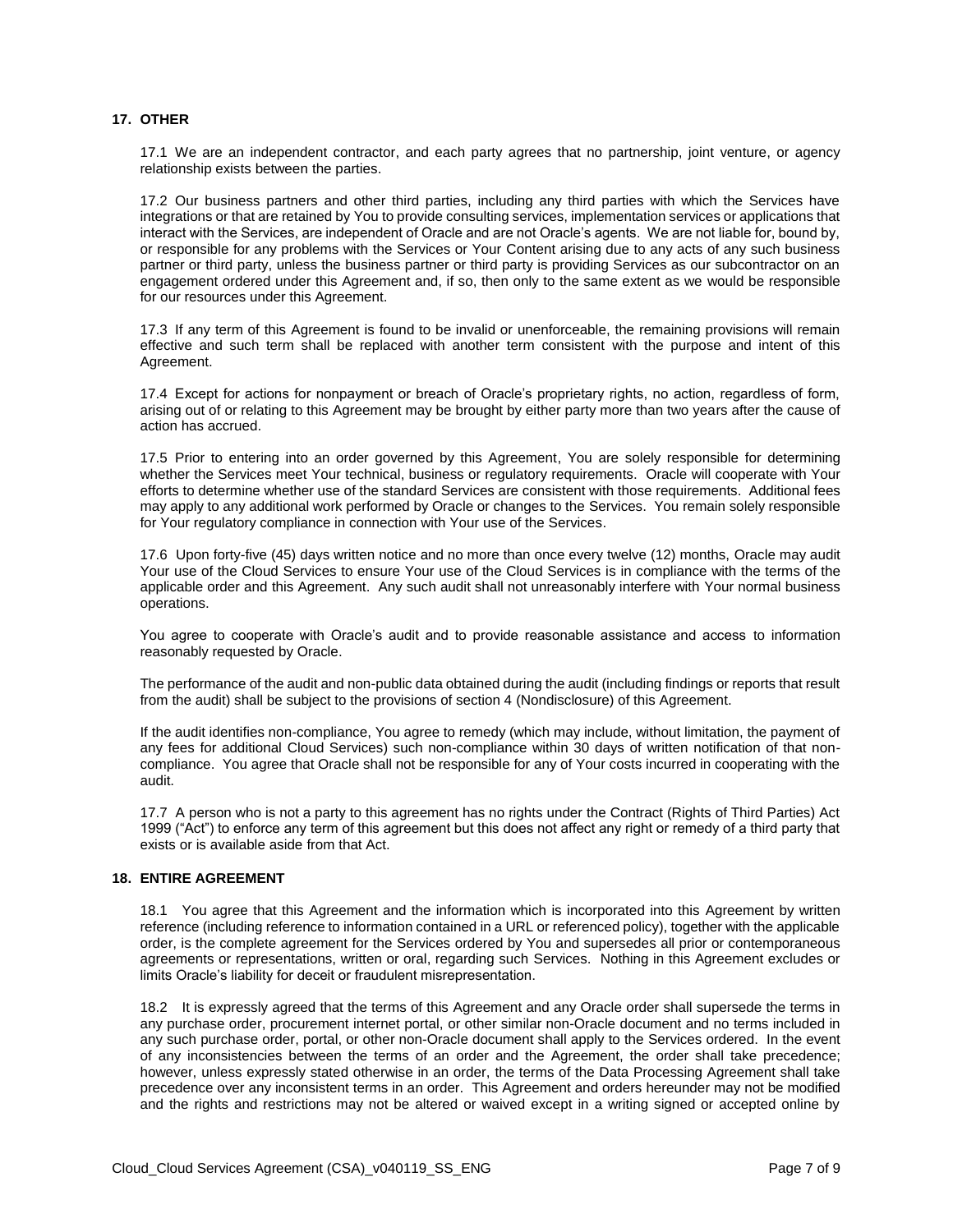## 17. OTHER

17.1 We are an independent contractor, and each party agrees that no partnership, joint venture, or agency relationship exists between the parties.

17.2 Our business partners and other third parties, including any third parties with which the Services have integrations or that are retained by You to provide consulting services, implementation services or applications that interact with the Services, are independent of Oracle and are not Oracle's agents. We are not liable for, bound by, or responsible for any problems with the Services or Your Content arising due to any acts of any such business partner or third party, unless the business partner or third party is providing Services as our subcontractor on an engagement ordered under this Agreement and, if so, then only to the same extent as we would be responsible for our resources under this Agreement.

17.3 If any term of this Agreement is found to be invalid or unenforceable, the remaining provisions will remain effective and such term shall be replaced with another term consistent with the purpose and intent of this Agreement.

17.4 Except for actions for nonpayment or breach of Oracle's proprietary rights, no action, regardless of form, arising out of or relating to this Agreement may be brought by either party more than two years after the cause of action has accrued.

17.5 Prior to entering into an order governed by this Agreement, You are solely responsible for determining whether the Services meet Your technical, business or regulatory requirements. Oracle will cooperate with Your efforts to determine whether use of the standard Services are consistent with those requirements. Additional fees may apply to any additional work performed by Oracle or changes to the Services. You remain solely responsible for Your regulatory compliance in connection with Your use of the Services.

17.6 Upon forty-five (45) days written notice and no more than once every twelve (12) months, Oracle may audit Your use of the Cloud Services to ensure Your use of the Cloud Services is in compliance with the terms of the applicable order and this Agreement. Any such audit shall not unreasonably interfere with Your normal business operations.

You agree to cooperate with Oracle's audit and to provide reasonable assistance and access to information reasonably requested by Oracle.

The performance of the audit and non-public data obtained during the audit (including findings or reports that result from the audit) shall be subject to the provisions of section 4 (Nondisclosure) of this Agreement.

If the audit identifies non-compliance, You agree to remedy (which may include, without limitation, the payment of any fees for additional Cloud Services) such non-compliance within 30 days of written notification of that non-compliance. You agree that Oracle shall not be responsible for any of Your costs incurred in cooperating with the audit.

17.7 A person who is not a party to this agreement has no rights under the Contract (Rights of Third Parties) Act 1999 ("Act") to enforce any term of this agreement but this does not affect any right or remedy of a third party that exists or is available aside from that Act.

## 18. ENTIRE AGREEMENT

18.1 You agree that this Agreement and the information which is incorporated into this Agreement by written reference (including reference to information contained in a URL or referenced policy), together with the applicable order, is the complete agreement for the Services ordered by You and supersedes all prior or contemporaneous agreements or representations, written or oral, regarding such Services. Nothing in this Agreement excludes or limits Oracle's liability for deceit or fraudulent misrepresentation.

18.2 It is expressly agreed that the terms of this Agreement and any Oracle order shall supersede the terms in any purchase order, procurement internet portal, or other similar non-Oracle document and no terms included in any such purchase order, portal, or other non-Oracle document shall apply to the Services ordered. In the event of any inconsistencies between the terms of an order and the Agreement, the order shall take precedence; however, unless expressly stated otherwise in an order, the terms of the Data Processing Agreement shall take precedence over any inconsistent terms in an order. This Agreement and orders hereunder may not be modified and the rights and restrictions may not be altered or waived except in a writing signed or accepted online by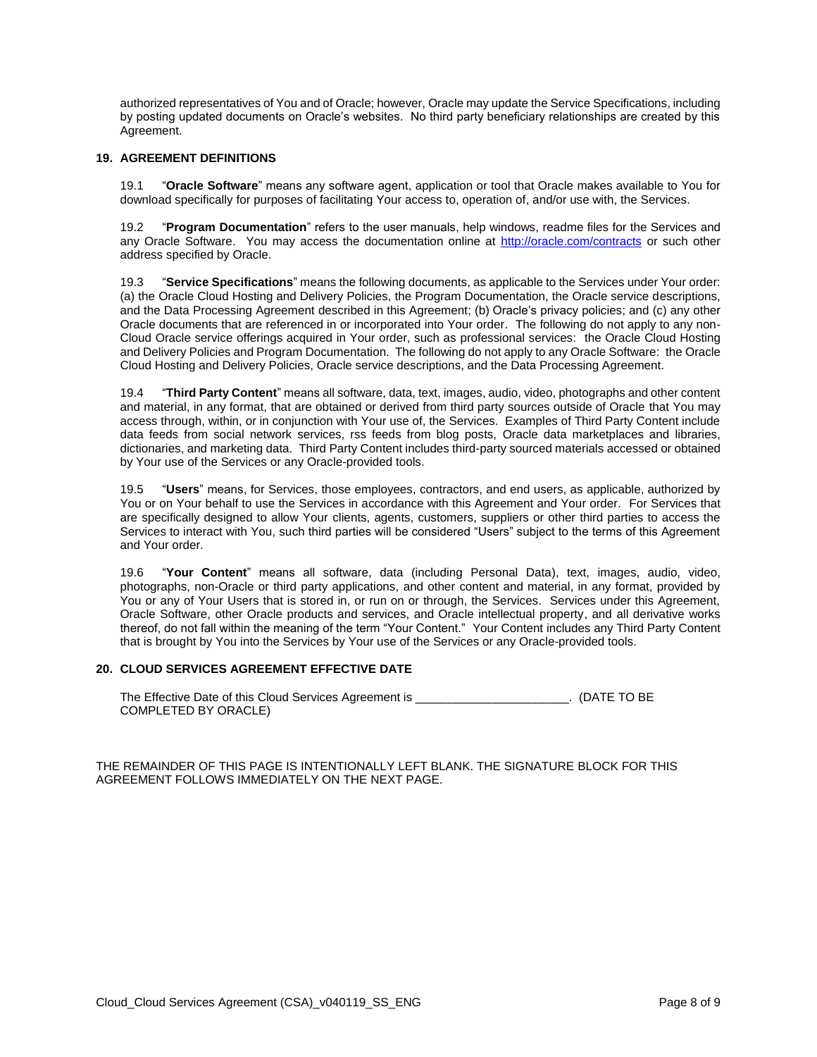authorized representatives of You and of Oracle; however, Oracle may update the Service Specifications, including by posting updated documents on Oracle's websites. No third party beneficiary relationships are created by this Agreement.

## 19. AGREEMENT DEFINITIONS

19.1 "**Oracle Software**" means any software agent, application or tool that Oracle makes available to You for download specifically for purposes of facilitating Your access to, operation of, and/or use with, the Services.

19.2 "**Program Documentation**" refers to the user manuals, help windows, readme files for the Services and any Oracle Software. You may access the documentation online at [http://oracle.com/contracts](http://oracle.com/contracts) or such other address specified by Oracle.

19.3 "**Service Specifications**" means the following documents, as applicable to the Services under Your order: (a) the Oracle Cloud Hosting and Delivery Policies, the Program Documentation, the Oracle service descriptions, and the Data Processing Agreement described in this Agreement; (b) Oracle's privacy policies; and (c) any other Oracle documents that are referenced in or incorporated into Your order. The following do not apply to any non-Cloud Oracle service offerings acquired in Your order, such as professional services: the Oracle Cloud Hosting and Delivery Policies and Program Documentation. The following do not apply to any Oracle Software: the Oracle Cloud Hosting and Delivery Policies, Oracle service descriptions, and the Data Processing Agreement.

19.4 "**Third Party Content**" means all software, data, text, images, audio, video, photographs and other content and material, in any format, that are obtained or derived from third party sources outside of Oracle that You may access through, within, or in conjunction with Your use of, the Services. Examples of Third Party Content include data feeds from social network services, rss feeds from blog posts, Oracle data marketplaces and libraries, dictionaries, and marketing data. Third Party Content includes third-party sourced materials accessed or obtained by Your use of the Services or any Oracle-provided tools.

19.5 "**Users**" means, for Services, those employees, contractors, and end users, as applicable, authorized by You or on Your behalf to use the Services in accordance with this Agreement and Your order. For Services that are specifically designed to allow Your clients, agents, customers, suppliers or other third parties to access the Services to interact with You, such third parties will be considered "Users" subject to the terms of this Agreement and Your order.

19.6 "**Your Content**" means all software, data (including Personal Data), text, images, audio, video, photographs, non-Oracle or third party applications, and other content and material, in any format, provided by You or any of Your Users that is stored in, or run on or through, the Services. Services under this Agreement, Oracle Software, other Oracle products and services, and Oracle intellectual property, and all derivative works thereof, do not fall within the meaning of the term "Your Content." Your Content includes any Third Party Content that is brought by You into the Services by Your use of the Services or any Oracle-provided tools.

## 20. CLOUD SERVICES AGREEMENT EFFECTIVE DATE

The Effective Date of this Cloud Services Agreement is ______________________. (DATE TO BE COMPLETED BY ORACLE)

THE REMAINDER OF THIS PAGE IS INTENTIONALLY LEFT BLANK. THE SIGNATURE BLOCK FOR THIS AGREEMENT FOLLOWS IMMEDIATELY ON THE NEXT PAGE.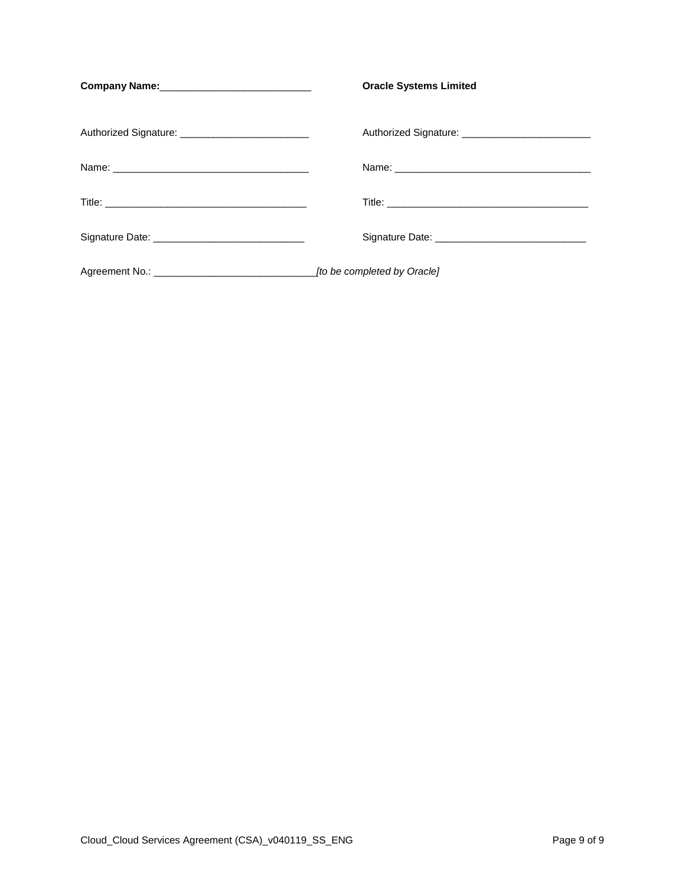| | |
|---|---|
| **Company Name:**___________________________ | **Oracle Systems Limited** |
| Authorized Signature: _______________________ | Authorized Signature: _______________________ |
| Name: ___________________________________ | Name: ___________________________________ |
| Title: ____________________________________ | Title: ____________________________________ |
| Signature Date: ___________________________ | Signature Date: ___________________________ |

Agreement No.: _____________________________*[to be completed by Oracle]*